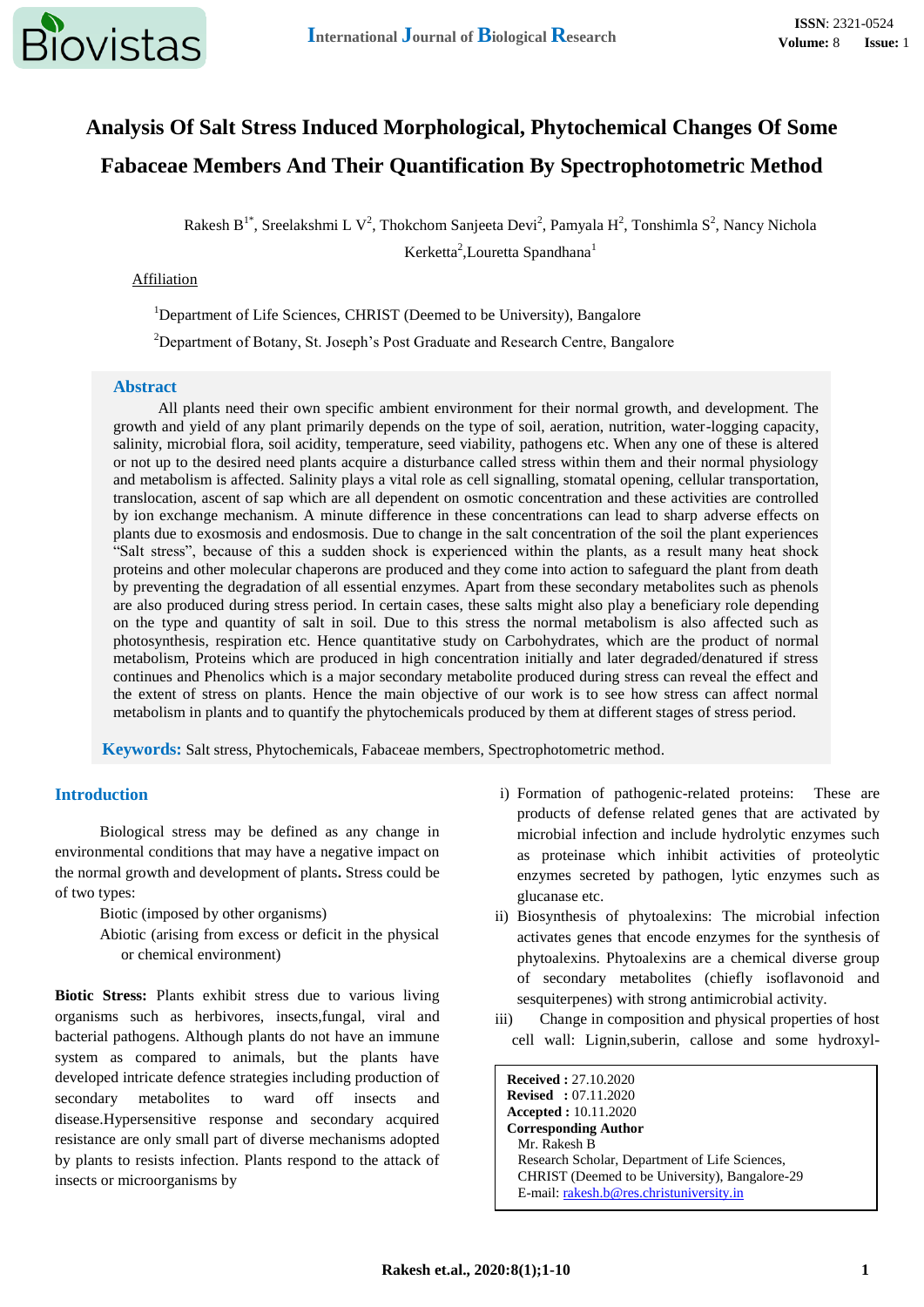# Analysis Of Salt Stress Induced Morphological, Phytochemical Changes Of Some Fabaceae Members And Their Quantification By Spectrophotometric Method

Rakesh B[1*], Sreelakshmi L V[2], Thokchom Sanjeeta Devi[2], Pamyala H[2], Tonshimla S[2], Nancy Nichola Kerketta[2], Louretta Spandhana[1]

Affiliation

[1]Department of Life Sciences, CHRIST (Deemed to be University), Bangalore

[2]Department of Botany, St. Joseph's Post Graduate and Research Centre, Bangalore

## Abstract

All plants need their own specific ambient environment for their normal growth, and development. The growth and yield of any plant primarily depends on the type of soil, aeration, nutrition, water-logging capacity, salinity, microbial flora, soil acidity, temperature, seed viability, pathogens etc. When any one of these is altered or not up to the desired need plants acquire a disturbance called stress within them and their normal physiology and metabolism is affected. Salinity plays a vital role as cell signalling, stomatal opening, cellular transportation, translocation, ascent of sap which are all dependent on osmotic concentration and these activities are controlled by ion exchange mechanism. A minute difference in these concentrations can lead to sharp adverse effects on plants due to exosmosis and endosmosis. Due to change in the salt concentration of the soil the plant experiences "Salt stress", because of this a sudden shock is experienced within the plants, as a result many heat shock proteins and other molecular chaperons are produced and they come into action to safeguard the plant from death by preventing the degradation of all essential enzymes. Apart from these secondary metabolites such as phenols are also produced during stress period. In certain cases, these salts might also play a beneficiary role depending on the type and quantity of salt in soil. Due to this stress the normal metabolism is also affected such as photosynthesis, respiration etc. Hence quantitative study on Carbohydrates, which are the product of normal metabolism, Proteins which are produced in high concentration initially and later degraded/denatured if stress continues and Phenolics which is a major secondary metabolite produced during stress can reveal the effect and the extent of stress on plants. Hence the main objective of our work is to see how stress can affect normal metabolism in plants and to quantify the phytochemicals produced by them at different stages of stress period.

**Keywords:** Salt stress, Phytochemicals, Fabaceae members, Spectrophotometric method.

## Introduction

Biological stress may be defined as any change in environmental conditions that may have a negative impact on the normal growth and development of plants**.** Stress could be of two types:

- Biotic (imposed by other organisms)
- Abiotic (arising from excess or deficit in the physical or chemical environment)

**Biotic Stress:** Plants exhibit stress due to various living organisms such as herbivores, insects,fungal, viral and bacterial pathogens. Although plants do not have an immune system as compared to animals, but the plants have developed intricate defence strategies including production of secondary metabolites to ward off insects and disease.Hypersensitive response and secondary acquired resistance are only small part of diverse mechanisms adopted by plants to resists infection. Plants respond to the attack of insects or microorganisms by

i) Formation of pathogenic-related proteins: These are products of defense related genes that are activated by microbial infection and include hydrolytic enzymes such as proteinase which inhibit activities of proteolytic enzymes secreted by pathogen, lytic enzymes such as glucanase etc.

ii) Biosynthesis of phytoalexins: The microbial infection activates genes that encode enzymes for the synthesis of phytoalexins. Phytoalexins are a chemical diverse group of secondary metabolites (chiefly isoflavonoid and sesquiterpenes) with strong antimicrobial activity.

iii) Change in composition and physical properties of host cell wall: Lignin,suberin, callose and some hydroxyl-

**Received :** 27.10.2020
**Revised :** 07.11.2020
**Accepted :** 10.11.2020
**Corresponding Author**
Mr. Rakesh B
Research Scholar, Department of Life Sciences,
CHRIST (Deemed to be University), Bangalore-29
E-mail: rakesh.b@res.christuniversity.in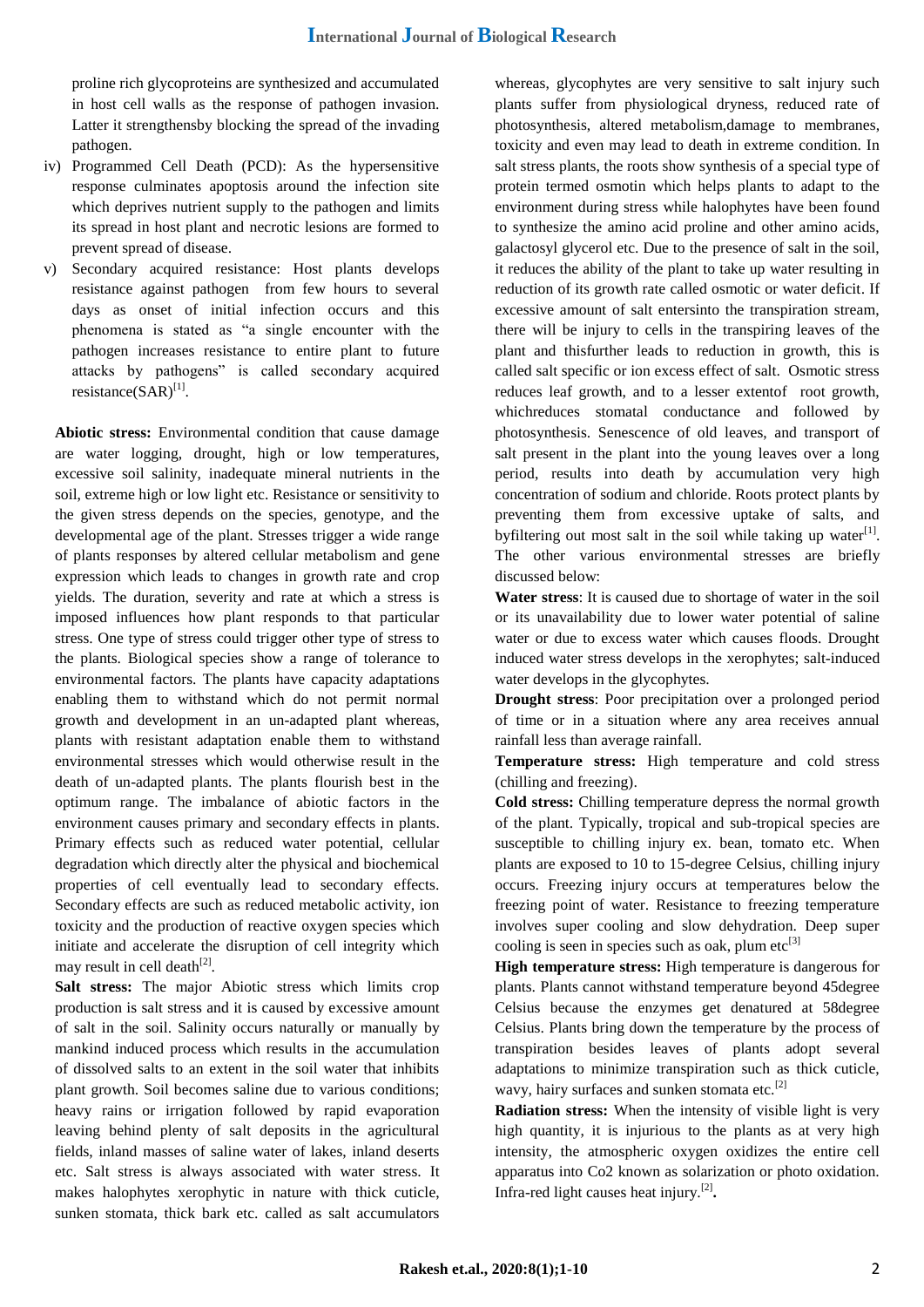proline rich glycoproteins are synthesized and accumulated in host cell walls as the response of pathogen invasion. Latter it strengthensby blocking the spread of the invading pathogen.

iv) Programmed Cell Death (PCD): As the hypersensitive response culminates apoptosis around the infection site which deprives nutrient supply to the pathogen and limits its spread in host plant and necrotic lesions are formed to prevent spread of disease.

v) Secondary acquired resistance: Host plants develops resistance against pathogen from few hours to several days as onset of initial infection occurs and this phenomena is stated as "a single encounter with the pathogen increases resistance to entire plant to future attacks by pathogens" is called secondary acquired resistance(SAR)[1].

**Abiotic stress:** Environmental condition that cause damage are water logging, drought, high or low temperatures, excessive soil salinity, inadequate mineral nutrients in the soil, extreme high or low light etc. Resistance or sensitivity to the given stress depends on the species, genotype, and the developmental age of the plant. Stresses trigger a wide range of plants responses by altered cellular metabolism and gene expression which leads to changes in growth rate and crop yields. The duration, severity and rate at which a stress is imposed influences how plant responds to that particular stress. One type of stress could trigger other type of stress to the plants. Biological species show a range of tolerance to environmental factors. The plants have capacity adaptations enabling them to withstand which do not permit normal growth and development in an un-adapted plant whereas, plants with resistant adaptation enable them to withstand environmental stresses which would otherwise result in the death of un-adapted plants. The plants flourish best in the optimum range. The imbalance of abiotic factors in the environment causes primary and secondary effects in plants. Primary effects such as reduced water potential, cellular degradation which directly alter the physical and biochemical properties of cell eventually lead to secondary effects. Secondary effects are such as reduced metabolic activity, ion toxicity and the production of reactive oxygen species which initiate and accelerate the disruption of cell integrity which may result in cell death[2].

**Salt stress:** The major Abiotic stress which limits crop production is salt stress and it is caused by excessive amount of salt in the soil. Salinity occurs naturally or manually by mankind induced process which results in the accumulation of dissolved salts to an extent in the soil water that inhibits plant growth. Soil becomes saline due to various conditions; heavy rains or irrigation followed by rapid evaporation leaving behind plenty of salt deposits in the agricultural fields, inland masses of saline water of lakes, inland deserts etc. Salt stress is always associated with water stress. It makes halophytes xerophytic in nature with thick cuticle, sunken stomata, thick bark etc. called as salt accumulators whereas, glycophytes are very sensitive to salt injury such plants suffer from physiological dryness, reduced rate of photosynthesis, altered metabolism,damage to membranes, toxicity and even may lead to death in extreme condition. In salt stress plants, the roots show synthesis of a special type of protein termed osmotin which helps plants to adapt to the environment during stress while halophytes have been found to synthesize the amino acid proline and other amino acids, galactosyl glycerol etc. Due to the presence of salt in the soil, it reduces the ability of the plant to take up water resulting in reduction of its growth rate called osmotic or water deficit. If excessive amount of salt entersinto the transpiration stream, there will be injury to cells in the transpiring leaves of the plant and thisfurther leads to reduction in growth, this is called salt specific or ion excess effect of salt. Osmotic stress reduces leaf growth, and to a lesser extentof root growth, whichreduces stomatal conductance and followed by photosynthesis. Senescence of old leaves, and transport of salt present in the plant into the young leaves over a long period, results into death by accumulation very high concentration of sodium and chloride. Roots protect plants by preventing them from excessive uptake of salts, and byfiltering out most salt in the soil while taking up water[1]. The other various environmental stresses are briefly discussed below:

**Water stress**: It is caused due to shortage of water in the soil or its unavailability due to lower water potential of saline water or due to excess water which causes floods. Drought induced water stress develops in the xerophytes; salt-induced water develops in the glycophytes.

**Drought stress**: Poor precipitation over a prolonged period of time or in a situation where any area receives annual rainfall less than average rainfall.

**Temperature stress:** High temperature and cold stress (chilling and freezing).

**Cold stress:** Chilling temperature depress the normal growth of the plant. Typically, tropical and sub-tropical species are susceptible to chilling injury ex. bean, tomato etc. When plants are exposed to 10 to 15-degree Celsius, chilling injury occurs. Freezing injury occurs at temperatures below the freezing point of water. Resistance to freezing temperature involves super cooling and slow dehydration. Deep super cooling is seen in species such as oak, plum etc[3]

**High temperature stress:** High temperature is dangerous for plants. Plants cannot withstand temperature beyond 45degree Celsius because the enzymes get denatured at 58degree Celsius. Plants bring down the temperature by the process of transpiration besides leaves of plants adopt several adaptations to minimize transpiration such as thick cuticle, wavy, hairy surfaces and sunken stomata etc.[2]

**Radiation stress:** When the intensity of visible light is very high quantity, it is injurious to the plants as at very high intensity, the atmospheric oxygen oxidizes the entire cell apparatus into Co2 known as solarization or photo oxidation. Infra-red light causes heat injury.[2].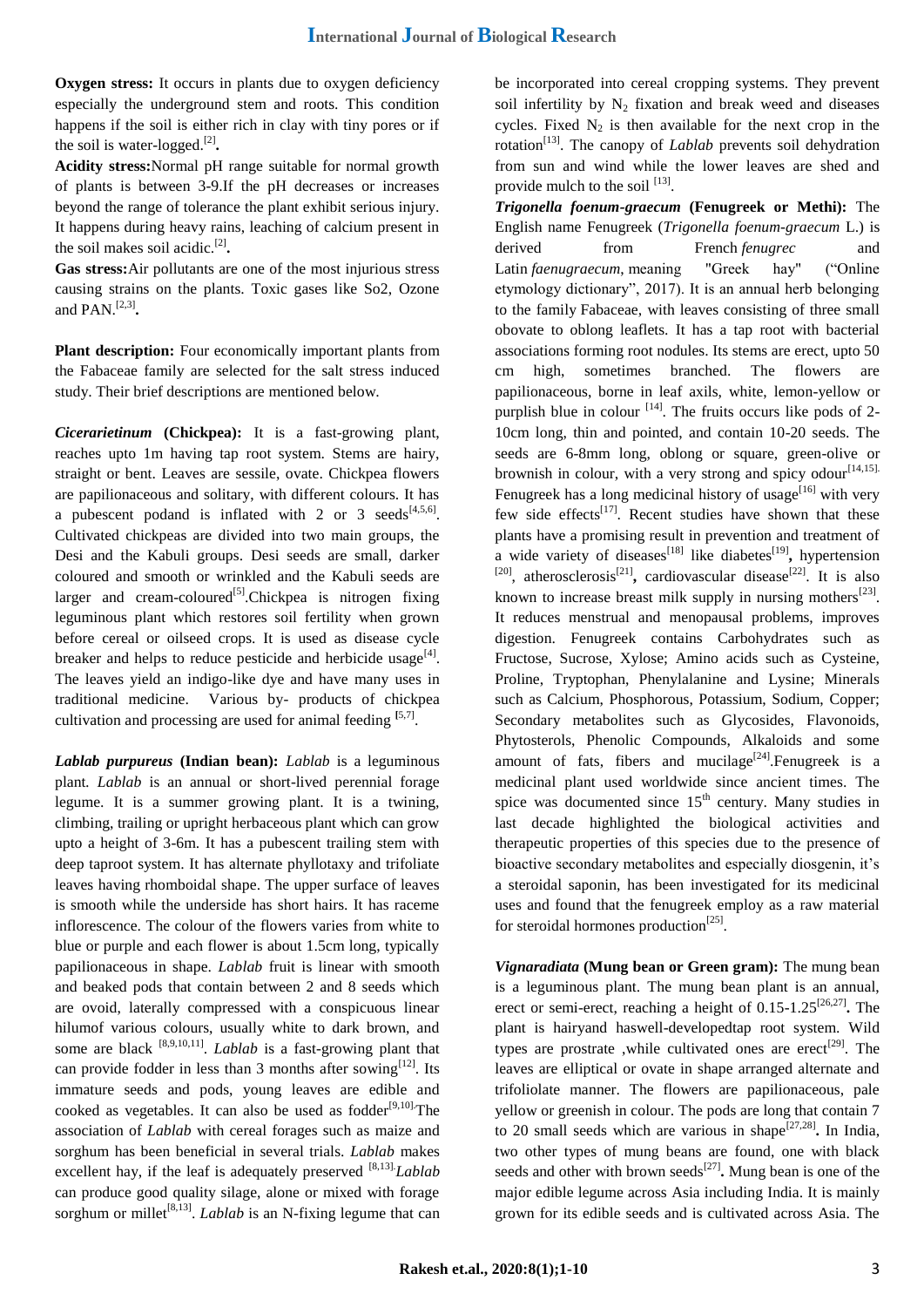**Oxygen stress:** It occurs in plants due to oxygen deficiency especially the underground stem and roots. This condition happens if the soil is either rich in clay with tiny pores or if the soil is water-logged.[2]**.**

**Acidity stress:**Normal pH range suitable for normal growth of plants is between 3-9.If the pH decreases or increases beyond the range of tolerance the plant exhibit serious injury. It happens during heavy rains, leaching of calcium present in the soil makes soil acidic.[2]**.**

**Gas stress:**Air pollutants are one of the most injurious stress causing strains on the plants. Toxic gases like So2, Ozone and PAN.[2,3]**.**

**Plant description:** Four economically important plants from the Fabaceae family are selected for the salt stress induced study. Their brief descriptions are mentioned below.

***Cicerarietinum* (Chickpea):** It is a fast-growing plant, reaches upto 1m having tap root system. Stems are hairy, straight or bent. Leaves are sessile, ovate. Chickpea flowers are papilionaceous and solitary, with different colours. It has a pubescent podand is inflated with 2 or 3 seeds[4,5,6]. Cultivated chickpeas are divided into two main groups, the Desi and the Kabuli groups. Desi seeds are small, darker coloured and smooth or wrinkled and the Kabuli seeds are larger and cream-coloured[5].Chickpea is nitrogen fixing leguminous plant which restores soil fertility when grown before cereal or oilseed crops. It is used as disease cycle breaker and helps to reduce pesticide and herbicide usage[4]. The leaves yield an indigo-like dye and have many uses in traditional medicine. Various by- products of chickpea cultivation and processing are used for animal feeding [5,7].

***Lablab purpureus* (Indian bean):** *Lablab* is a leguminous plant. *Lablab* is an annual or short-lived perennial forage legume. It is a summer growing plant. It is a twining, climbing, trailing or upright herbaceous plant which can grow upto a height of 3-6m. It has a pubescent trailing stem with deep taproot system. It has alternate phyllotaxy and trifoliate leaves having rhomboidal shape. The upper surface of leaves is smooth while the underside has short hairs. It has raceme inflorescence. The colour of the flowers varies from white to blue or purple and each flower is about 1.5cm long, typically papilionaceous in shape. *Lablab* fruit is linear with smooth and beaked pods that contain between 2 and 8 seeds which are ovoid, laterally compressed with a conspicuous linear hilumof various colours, usually white to dark brown, and some are black [8,9,10,11]. *Lablab* is a fast-growing plant that can provide fodder in less than 3 months after sowing[12]. Its immature seeds and pods, young leaves are edible and cooked as vegetables. It can also be used as fodder[9,10].The association of *Lablab* with cereal forages such as maize and sorghum has been beneficial in several trials. *Lablab* makes excellent hay, if the leaf is adequately preserved [8,13].*Lablab* can produce good quality silage, alone or mixed with forage sorghum or millet[8,13]. *Lablab* is an N-fixing legume that can be incorporated into cereal cropping systems. They prevent soil infertility by $N_2$ fixation and break weed and diseases cycles. Fixed $N_2$ is then available for the next crop in the rotation[13]. The canopy of *Lablab* prevents soil dehydration from sun and wind while the lower leaves are shed and provide mulch to the soil [13].

***Trigonella foenum-graecum* (Fenugreek or Methi):** The English name Fenugreek (*Trigonella foenum-graecum* L.) is derived from French *fenugrec* and Latin *faenugraecum,* meaning "Greek hay" ("Online etymology dictionary", 2017). It is an annual herb belonging to the family Fabaceae, with leaves consisting of three small obovate to oblong leaflets. It has a tap root with bacterial associations forming root nodules. Its stems are erect, upto 50 cm high, sometimes branched. The flowers are papilionaceous, borne in leaf axils, white, lemon-yellow or purplish blue in colour [14]. The fruits occurs like pods of 2-10cm long, thin and pointed, and contain 10-20 seeds. The seeds are 6-8mm long, oblong or square, green-olive or brownish in colour, with a very strong and spicy odour[14,15]. Fenugreek has a long medicinal history of usage[16] with very few side effects[17]. Recent studies have shown that these plants have a promising result in prevention and treatment of a wide variety of diseases[18] like diabetes[19]**,** hypertension [20], atherosclerosis[21]**,** cardiovascular disease[22]. It is also known to increase breast milk supply in nursing mothers[23]. It reduces menstrual and menopausal problems, improves digestion. Fenugreek contains Carbohydrates such as Fructose, Sucrose, Xylose; Amino acids such as Cysteine, Proline, Tryptophan, Phenylalanine and Lysine; Minerals such as Calcium, Phosphorous, Potassium, Sodium, Copper; Secondary metabolites such as Glycosides, Flavonoids, Phytosterols, Phenolic Compounds, Alkaloids and some amount of fats, fibers and mucilage[24].Fenugreek is a medicinal plant used worldwide since ancient times. The spice was documented since 15th century. Many studies in last decade highlighted the biological activities and therapeutic properties of this species due to the presence of bioactive secondary metabolites and especially diosgenin, it's a steroidal saponin, has been investigated for its medicinal uses and found that the fenugreek employ as a raw material for steroidal hormones production[25].

***Vignaradiata* (Mung bean or Green gram):** The mung bean is a leguminous plant. The mung bean plant is an annual, erect or semi-erect, reaching a height of 0.15-1.25[26,27]**.** The plant is hairyand haswell-developedtap root system. Wild types are prostrate ,while cultivated ones are erect[29]. The leaves are elliptical or ovate in shape arranged alternate and trifoliolate manner. The flowers are papilionaceous, pale yellow or greenish in colour. The pods are long that contain 7 to 20 small seeds which are various in shape[27,28]**.** In India, two other types of mung beans are found, one with black seeds and other with brown seeds[27]**.** Mung bean is one of the major edible legume across Asia including India. It is mainly grown for its edible seeds and is cultivated across Asia. The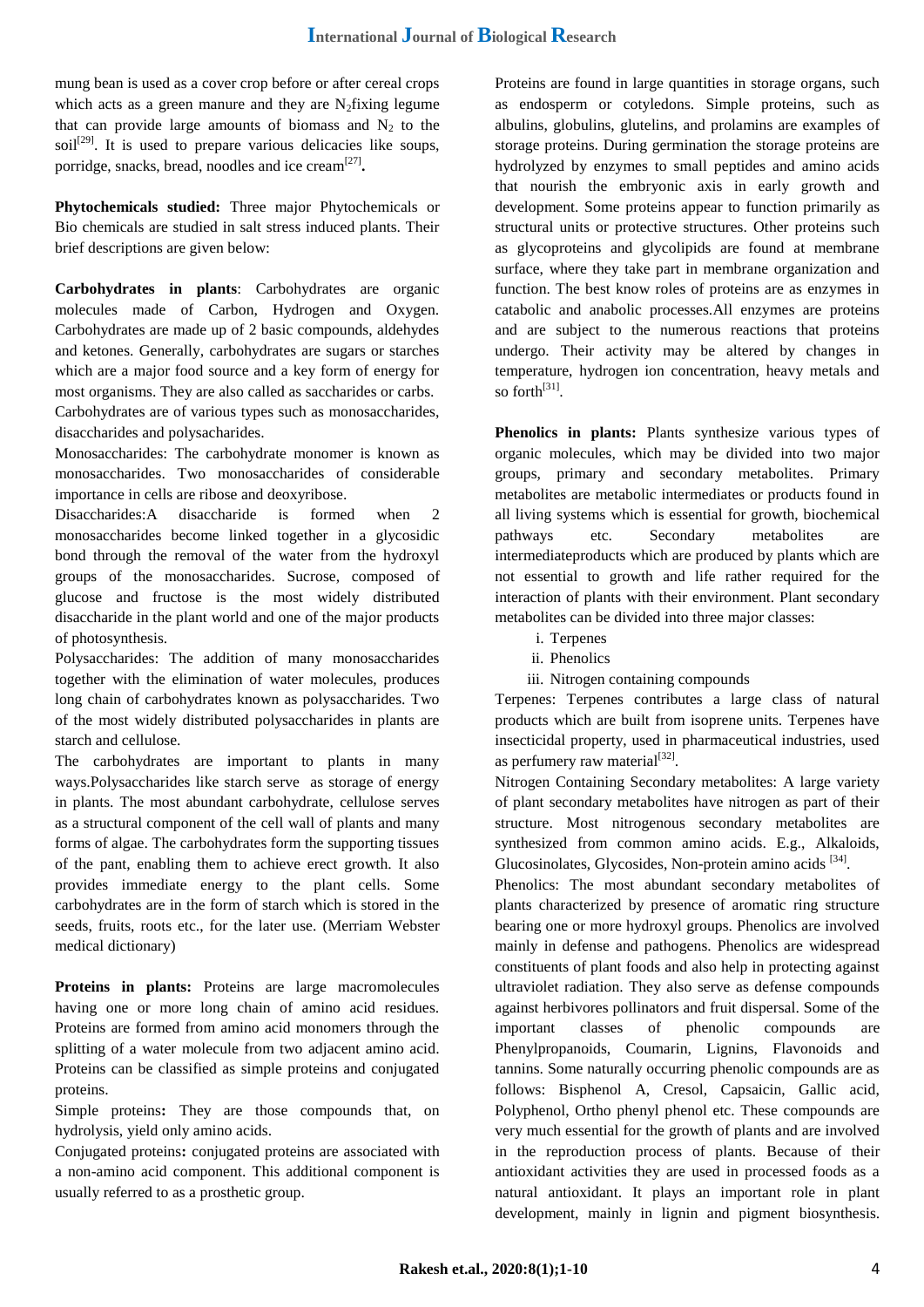mung bean is used as a cover crop before or after cereal crops which acts as a green manure and they are $N_2$fixing legume that can provide large amounts of biomass and $N_2$ to the soil[29]. It is used to prepare various delicacies like soups, porridge, snacks, bread, noodles and ice cream[27].

**Phytochemicals studied:** Three major Phytochemicals or Bio chemicals are studied in salt stress induced plants. Their brief descriptions are given below:

**Carbohydrates in plants**: Carbohydrates are organic molecules made of Carbon, Hydrogen and Oxygen. Carbohydrates are made up of 2 basic compounds, aldehydes and ketones. Generally, carbohydrates are sugars or starches which are a major food source and a key form of energy for most organisms. They are also called as saccharides or carbs.

Carbohydrates are of various types such as monosaccharides, disaccharides and polysacharides.

Monosaccharides: The carbohydrate monomer is known as monosaccharides. Two monosaccharides of considerable importance in cells are ribose and deoxyribose.

Disaccharides:A disaccharide is formed when 2 monosaccharides become linked together in a glycosidic bond through the removal of the water from the hydroxyl groups of the monosaccharides. Sucrose, composed of glucose and fructose is the most widely distributed disaccharide in the plant world and one of the major products of photosynthesis.

Polysaccharides: The addition of many monosaccharides together with the elimination of water molecules, produces long chain of carbohydrates known as polysaccharides. Two of the most widely distributed polysaccharides in plants are starch and cellulose.

The carbohydrates are important to plants in many ways.Polysaccharides like starch serve as storage of energy in plants. The most abundant carbohydrate, cellulose serves as a structural component of the cell wall of plants and many forms of algae. The carbohydrates form the supporting tissues of the pant, enabling them to achieve erect growth. It also provides immediate energy to the plant cells. Some carbohydrates are in the form of starch which is stored in the seeds, fruits, roots etc., for the later use. (Merriam Webster medical dictionary)

**Proteins in plants:** Proteins are large macromolecules having one or more long chain of amino acid residues. Proteins are formed from amino acid monomers through the splitting of a water molecule from two adjacent amino acid. Proteins can be classified as simple proteins and conjugated proteins.

Simple proteins**:** They are those compounds that, on hydrolysis, yield only amino acids.

Conjugated proteins**:** conjugated proteins are associated with a non-amino acid component. This additional component is usually referred to as a prosthetic group.

Proteins are found in large quantities in storage organs, such as endosperm or cotyledons. Simple proteins, such as albulins, globulins, glutelins, and prolamins are examples of storage proteins. During germination the storage proteins are hydrolyzed by enzymes to small peptides and amino acids that nourish the embryonic axis in early growth and development. Some proteins appear to function primarily as structural units or protective structures. Other proteins such as glycoproteins and glycolipids are found at membrane surface, where they take part in membrane organization and function. The best know roles of proteins are as enzymes in catabolic and anabolic processes.All enzymes are proteins and are subject to the numerous reactions that proteins undergo. Their activity may be altered by changes in temperature, hydrogen ion concentration, heavy metals and so forth[31].

**Phenolics in plants:** Plants synthesize various types of organic molecules, which may be divided into two major groups, primary and secondary metabolites. Primary metabolites are metabolic intermediates or products found in all living systems which is essential for growth, biochemical pathways etc. Secondary metabolites are intermediateproducts which are produced by plants which are not essential to growth and life rather required for the interaction of plants with their environment. Plant secondary metabolites can be divided into three major classes:

i. Terpenes
ii. Phenolics
iii. Nitrogen containing compounds

Terpenes: Terpenes contributes a large class of natural products which are built from isoprene units. Terpenes have insecticidal property, used in pharmaceutical industries, used as perfumery raw material[32].

Nitrogen Containing Secondary metabolites: A large variety of plant secondary metabolites have nitrogen as part of their structure. Most nitrogenous secondary metabolites are synthesized from common amino acids. E.g., Alkaloids, Glucosinolates, Glycosides, Non-protein amino acids [34].

Phenolics: The most abundant secondary metabolites of plants characterized by presence of aromatic ring structure bearing one or more hydroxyl groups. Phenolics are involved mainly in defense and pathogens. Phenolics are widespread constituents of plant foods and also help in protecting against ultraviolet radiation. They also serve as defense compounds against herbivores pollinators and fruit dispersal. Some of the important classes of phenolic compounds are Phenylpropanoids, Coumarin, Lignins, Flavonoids and tannins. Some naturally occurring phenolic compounds are as follows: Bisphenol A, Cresol, Capsaicin, Gallic acid, Polyphenol, Ortho phenyl phenol etc. These compounds are very much essential for the growth of plants and are involved in the reproduction process of plants. Because of their antioxidant activities they are used in processed foods as a natural antioxidant. It plays an important role in plant development, mainly in lignin and pigment biosynthesis.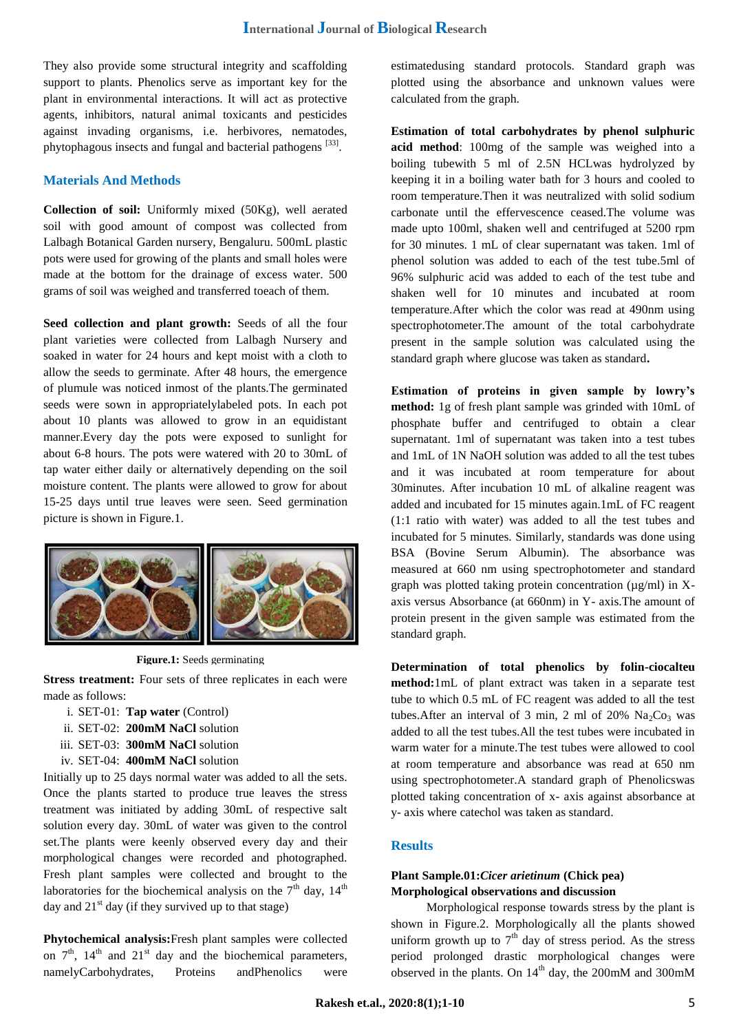They also provide some structural integrity and scaffolding support to plants. Phenolics serve as important key for the plant in environmental interactions. It will act as protective agents, inhibitors, natural animal toxicants and pesticides against invading organisms, i.e. herbivores, nematodes, phytophagous insects and fungal and bacterial pathogens [33].

## Materials And Methods

**Collection of soil:** Uniformly mixed (50Kg), well aerated soil with good amount of compost was collected from Lalbagh Botanical Garden nursery, Bengaluru. 500mL plastic pots were used for growing of the plants and small holes were made at the bottom for the drainage of excess water. 500 grams of soil was weighed and transferred toeach of them.

**Seed collection and plant growth:** Seeds of all the four plant varieties were collected from Lalbagh Nursery and soaked in water for 24 hours and kept moist with a cloth to allow the seeds to germinate. After 48 hours, the emergence of plumule was noticed inmost of the plants.The germinated seeds were sown in appropriatelylabeled pots. In each pot about 10 plants was allowed to grow in an equidistant manner.Every day the pots were exposed to sunlight for about 6-8 hours. The pots were watered with 20 to 30mL of tap water either daily or alternatively depending on the soil moisture content. The plants were allowed to grow for about 15-25 days until true leaves were seen. Seed germination picture is shown in Figure.1.

**Figure.1:** Seeds germinating

**Stress treatment:** Four sets of three replicates in each were made as follows:

i. SET-01: **Tap water** (Control)
ii. SET-02: **200mM NaCl** solution
iii. SET-03: **300mM NaCl** solution
iv. SET-04: **400mM NaCl** solution

Initially up to 25 days normal water was added to all the sets. Once the plants started to produce true leaves the stress treatment was initiated by adding 30mL of respective salt solution every day. 30mL of water was given to the control set.The plants were keenly observed every day and their morphological changes were recorded and photographed. Fresh plant samples were collected and brought to the laboratories for the biochemical analysis on the 7th day, 14th day and 21st day (if they survived up to that stage)

**Phytochemical analysis:**Fresh plant samples were collected on 7th, 14th and 21st day and the biochemical parameters, namelyCarbohydrates, Proteins andPhenolics were estimatedusing standard protocols. Standard graph was plotted using the absorbance and unknown values were calculated from the graph.

**Estimation of total carbohydrates by phenol sulphuric acid method**: 100mg of the sample was weighed into a boiling tubewith 5 ml of 2.5N HCLwas hydrolyzed by keeping it in a boiling water bath for 3 hours and cooled to room temperature.Then it was neutralized with solid sodium carbonate until the effervescence ceased.The volume was made upto 100ml, shaken well and centrifuged at 5200 rpm for 30 minutes. 1 mL of clear supernatant was taken. 1ml of phenol solution was added to each of the test tube.5ml of 96% sulphuric acid was added to each of the test tube and shaken well for 10 minutes and incubated at room temperature.After which the color was read at 490nm using spectrophotometer.The amount of the total carbohydrate present in the sample solution was calculated using the standard graph where glucose was taken as standard**.**

**Estimation of proteins in given sample by lowry's method:** 1g of fresh plant sample was grinded with 10mL of phosphate buffer and centrifuged to obtain a clear supernatant. 1ml of supernatant was taken into a test tubes and 1mL of 1N NaOH solution was added to all the test tubes and it was incubated at room temperature for about 30minutes. After incubation 10 mL of alkaline reagent was added and incubated for 15 minutes again.1mL of FC reagent (1:1 ratio with water) was added to all the test tubes and incubated for 5 minutes. Similarly, standards was done using BSA (Bovine Serum Albumin). The absorbance was measured at 660 nm using spectrophotometer and standard graph was plotted taking protein concentration (μg/ml) in X-axis versus Absorbance (at 660nm) in Y- axis.The amount of protein present in the given sample was estimated from the standard graph.

**Determination of total phenolics by folin-ciocalteu method:**1mL of plant extract was taken in a separate test tube to which 0.5 mL of FC reagent was added to all the test tubes.After an interval of 3 min, 2 ml of 20% $Na_2Co_3$ was added to all the test tubes.All the test tubes were incubated in warm water for a minute.The test tubes were allowed to cool at room temperature and absorbance was read at 650 nm using spectrophotometer.A standard graph of Phenolicswas plotted taking concentration of x- axis against absorbance at y- axis where catechol was taken as standard.

## Results

### Plant Sample.01:*Cicer arietinum* (Chick pea)

### Morphological observations and discussion

Morphological response towards stress by the plant is shown in Figure.2. Morphologically all the plants showed uniform growth up to 7th day of stress period. As the stress period prolonged drastic morphological changes were observed in the plants. On 14th day, the 200mM and 300mM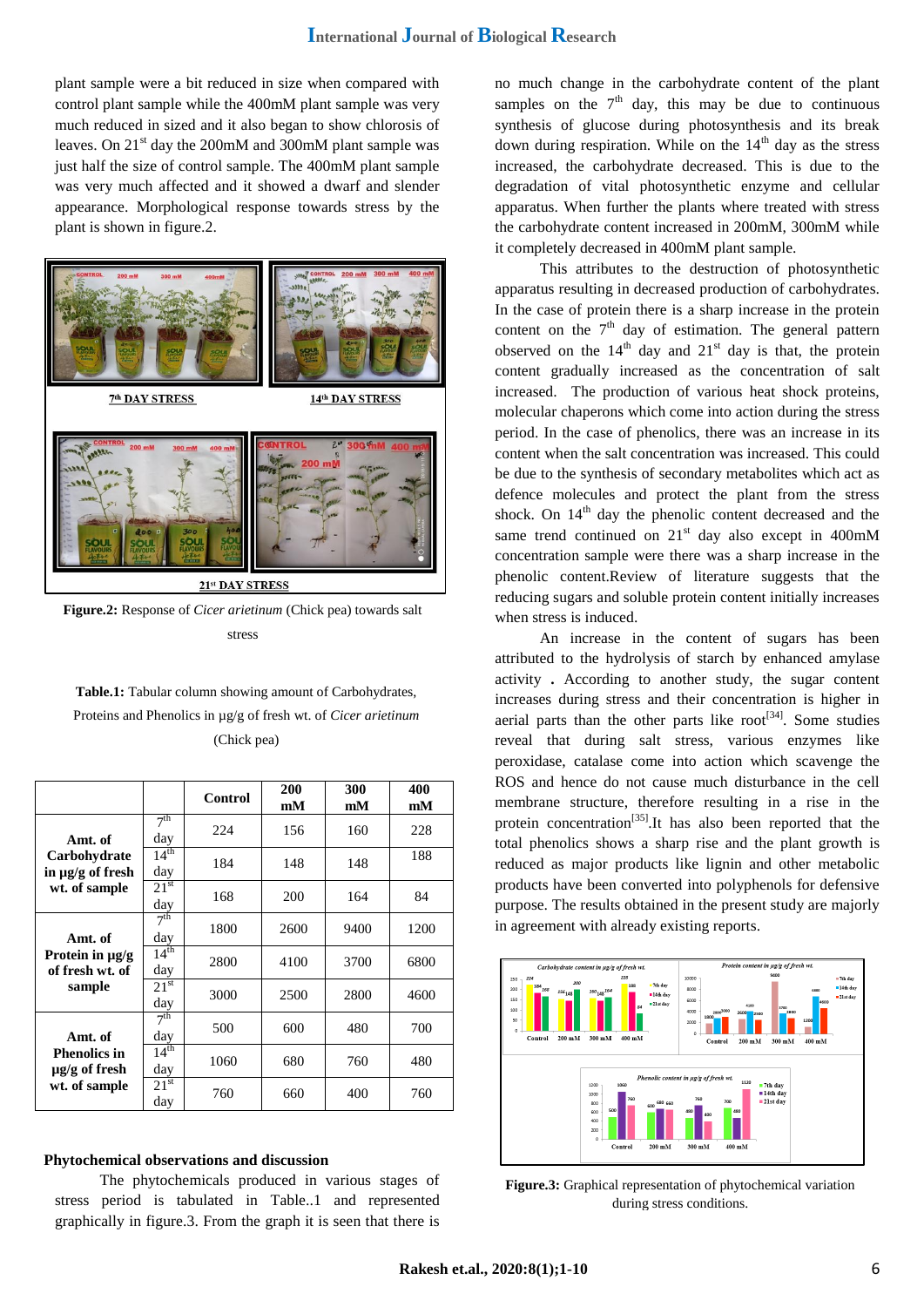plant sample were a bit reduced in size when compared with control plant sample while the 400mM plant sample was very much reduced in sized and it also began to show chlorosis of leaves. On 21st day the 200mM and 300mM plant sample was just half the size of control sample. The 400mM plant sample was very much affected and it showed a dwarf and slender appearance. Morphological response towards stress by the plant is shown in figure.2.

**Figure.2:** Response of *Cicer arietinum* (Chick pea) towards salt stress

**Table.1:** Tabular column showing amount of Carbohydrates, Proteins and Phenolics in µg/g of fresh wt. of *Cicer arietinum* (Chick pea)

| | | Control | 200 mM | 300 mM | 400 mM |
|---|---|---|---|---|---|
| **Amt. of Carbohydrate in µg/g of fresh wt. of sample** | 7th day | 224 | 156 | 160 | 228 |
| | 14th day | 184 | 148 | 148 | 188 |
| | 21st day | 168 | 200 | 164 | 84 |
| **Amt. of Protein in µg/g of fresh wt. of sample** | 7th day | 1800 | 2600 | 9400 | 1200 |
| | 14th day | 2800 | 4100 | 3700 | 6800 |
| | 21st day | 3000 | 2500 | 2800 | 4600 |
| **Amt. of Phenolics in µg/g of fresh wt. of sample** | 7th day | 500 | 600 | 480 | 700 |
| | 14th day | 1060 | 680 | 760 | 480 |
| | 21st day | 760 | 660 | 400 | 760 |

## Phytochemical observations and discussion

The phytochemicals produced in various stages of stress period is tabulated in Table..1 and represented graphically in figure.3. From the graph it is seen that there is no much change in the carbohydrate content of the plant samples on the 7th day, this may be due to continuous synthesis of glucose during photosynthesis and its break down during respiration. While on the 14th day as the stress increased, the carbohydrate decreased. This is due to the degradation of vital photosynthetic enzyme and cellular apparatus. When further the plants where treated with stress the carbohydrate content increased in 200mM, 300mM while it completely decreased in 400mM plant sample.

This attributes to the destruction of photosynthetic apparatus resulting in decreased production of carbohydrates. In the case of protein there is a sharp increase in the protein content on the 7th day of estimation. The general pattern observed on the 14th day and 21st day is that, the protein content gradually increased as the concentration of salt increased. The production of various heat shock proteins, molecular chaperons which come into action during the stress period. In the case of phenolics, there was an increase in its content when the salt concentration was increased. This could be due to the synthesis of secondary metabolites which act as defence molecules and protect the plant from the stress shock. On 14th day the phenolic content decreased and the same trend continued on 21st day also except in 400mM concentration sample were there was a sharp increase in the phenolic content.Review of literature suggests that the reducing sugars and soluble protein content initially increases when stress is induced.

An increase in the content of sugars has been attributed to the hydrolysis of starch by enhanced amylase activity . According to another study, the sugar content increases during stress and their concentration is higher in aerial parts than the other parts like root[34]. Some studies reveal that during salt stress, various enzymes like peroxidase, catalase come into action which scavenge the ROS and hence do not cause much disturbance in the cell membrane structure, therefore resulting in a rise in the protein concentration[35].It has also been reported that the total phenolics shows a sharp rise and the plant growth is reduced as major products like lignin and other metabolic products have been converted into polyphenols for defensive purpose. The results obtained in the present study are majorly in agreement with already existing reports.

**Figure.3:** Graphical representation of phytochemical variation during stress conditions.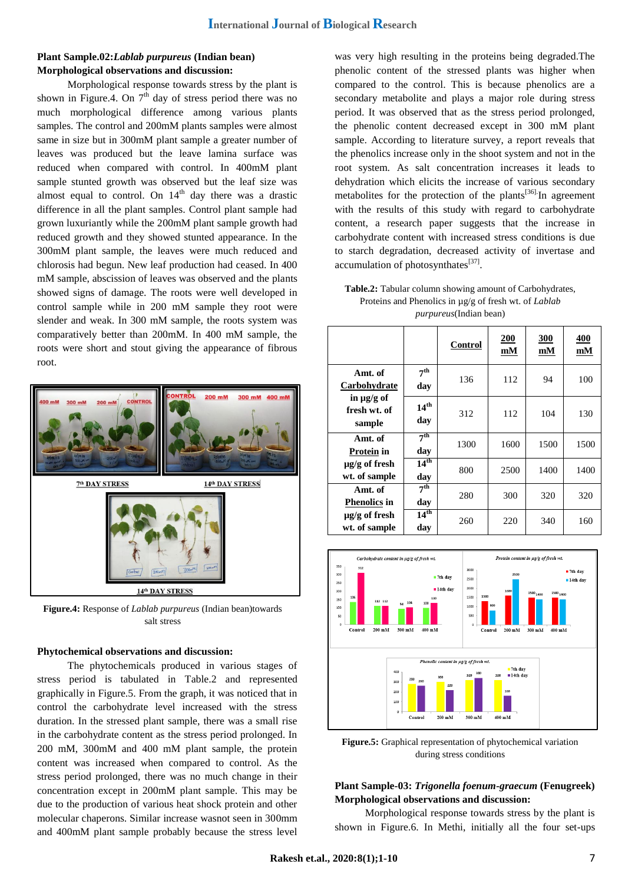**Plant Sample.02:*Lablab purpureus* (Indian bean)**
**Morphological observations and discussion:**

Morphological response towards stress by the plant is shown in Figure.4. On 7th day of stress period there was no much morphological difference among various plants samples. The control and 200mM plants samples were almost same in size but in 300mM plant sample a greater number of leaves was produced but the leave lamina surface was reduced when compared with control. In 400mM plant sample stunted growth was observed but the leaf size was almost equal to control. On 14th day there was a drastic difference in all the plant samples. Control plant sample had grown luxuriantly while the 200mM plant sample growth had reduced growth and they showed stunted appearance. In the 300mM plant sample, the leaves were much reduced and chlorosis had begun. New leaf production had ceased. In 400 mM sample, abscission of leaves was observed and the plants showed signs of damage. The roots were well developed in control sample while in 200 mM sample they root were slender and weak. In 300 mM sample, the roots system was comparatively better than 200mM. In 400 mM sample, the roots were short and stout giving the appearance of fibrous root.

**Figure.4:** Response of *Lablab purpureus* (Indian bean)towards salt stress

**Phytochemical observations and discussion:**

The phytochemicals produced in various stages of stress period is tabulated in Table.2 and represented graphically in Figure.5. From the graph, it was noticed that in control the carbohydrate level increased with the stress duration. In the stressed plant sample, there was a small rise in the carbohydrate content as the stress period prolonged. In 200 mM, 300mM and 400 mM plant sample, the protein content was increased when compared to control. As the stress period prolonged, there was no much change in their concentration except in 200mM plant sample. This may be due to the production of various heat shock protein and other molecular chaperons. Similar increase wasnot seen in 300mm and 400mM plant sample probably because the stress level was very high resulting in the proteins being degraded.The phenolic content of the stressed plants was higher when compared to the control. This is because phenolics are a secondary metabolite and plays a major role during stress period. It was observed that as the stress period prolonged, the phenolic content decreased except in 300 mM plant sample. According to literature survey, a report reveals that the phenolics increase only in the shoot system and not in the root system. As salt concentration increases it leads to dehydration which elicits the increase of various secondary metabolites for the protection of the plants[36].In agreement with the results of this study with regard to carbohydrate content, a research paper suggests that the increase in carbohydrate content with increased stress conditions is due to starch degradation, decreased activity of invertase and accumulation of photosynthates[37].

**Table.2:** Tabular column showing amount of Carbohydrates, Proteins and Phenolics in µg/g of fresh wt. of *Lablab purpureus*(Indian bean)

| | | **Control** | **200 mM** | **300 mM** | **400 mM** |
|---|---|---|---|---|---|
| **Amt. of Carbohydrate in µg/g of fresh wt. of sample** | **7th day** | 136 | 112 | 94 | 100 |
| | **14th day** | 312 | 112 | 104 | 130 |
| **Amt. of Protein in µg/g of fresh wt. of sample** | **7th day** | 1300 | 1600 | 1500 | 1500 |
| | **14th day** | 800 | 2500 | 1400 | 1400 |
| **Amt. of Phenolics in µg/g of fresh wt. of sample** | **7th day** | 280 | 300 | 320 | 320 |
| | **14th day** | 260 | 220 | 340 | 160 |

**Figure.5:** Graphical representation of phytochemical variation during stress conditions

**Plant Sample-03: *Trigonella foenum-graecum* (Fenugreek)**
**Morphological observations and discussion:**

Morphological response towards stress by the plant is shown in Figure.6. In Methi, initially all the four set-ups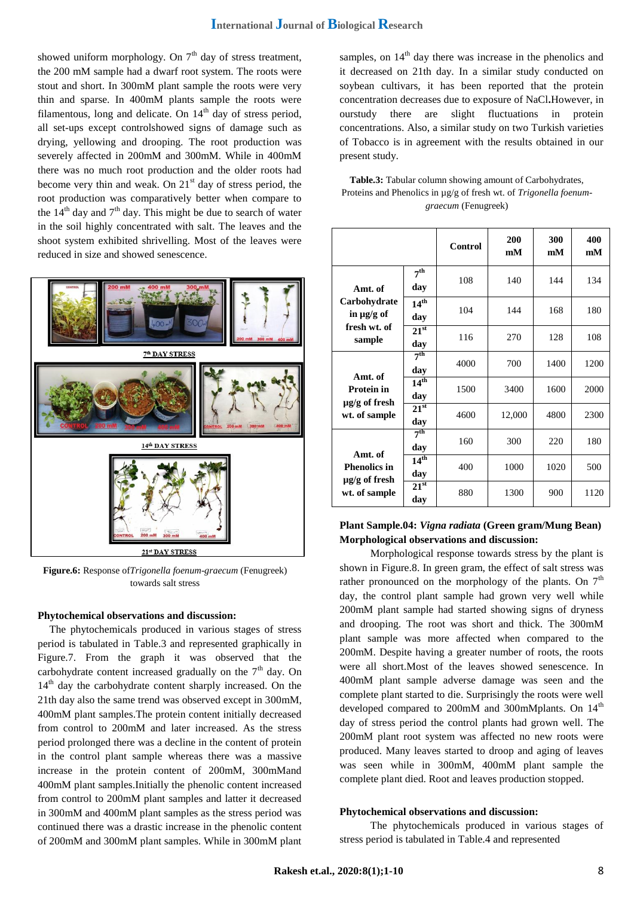showed uniform morphology. On 7th day of stress treatment, the 200 mM sample had a dwarf root system. The roots were stout and short. In 300mM plant sample the roots were very thin and sparse. In 400mM plants sample the roots were filamentous, long and delicate. On 14th day of stress period, all set-ups except controlshowed signs of damage such as drying, yellowing and drooping. The root production was severely affected in 200mM and 300mM. While in 400mM there was no much root production and the older roots had become very thin and weak. On 21st day of stress period, the root production was comparatively better when compare to the 14th day and 7th day. This might be due to search of water in the soil highly concentrated with salt. The leaves and the shoot system exhibited shrivelling. Most of the leaves were reduced in size and showed senescence.

**Figure.6:** Response of*Trigonella foenum-graecum* (Fenugreek) towards salt stress

**Phytochemical observations and discussion:**

The phytochemicals produced in various stages of stress period is tabulated in Table.3 and represented graphically in Figure.7. From the graph it was observed that the carbohydrate content increased gradually on the 7th day. On 14th day the carbohydrate content sharply increased. On the 21th day also the same trend was observed except in 300mM, 400mM plant samples.The protein content initially decreased from control to 200mM and later increased. As the stress period prolonged there was a decline in the content of protein in the control plant sample whereas there was a massive increase in the protein content of 200mM, 300mMand 400mM plant samples.Initially the phenolic content increased from control to 200mM plant samples and latter it decreased in 300mM and 400mM plant samples as the stress period was continued there was a drastic increase in the phenolic content of 200mM and 300mM plant samples. While in 300mM plant samples, on 14th day there was increase in the phenolics and it decreased on 21th day. In a similar study conducted on soybean cultivars, it has been reported that the protein concentration decreases due to exposure of NaCl.However, in ourstudy there are slight fluctuations in protein concentrations. Also, a similar study on two Turkish varieties of Tobacco is in agreement with the results obtained in our present study.

**Table.3:** Tabular column showing amount of Carbohydrates, Proteins and Phenolics in µg/g of fresh wt. of *Trigonella foenum-graecum* (Fenugreek)

| | | Control | 200 mM | 300 mM | 400 mM |
|---|---|---|---|---|---|
| Amt. of Carbohydrate in µg/g of fresh wt. of sample | 7th day | 108 | 140 | 144 | 134 |
| | 14th day | 104 | 144 | 168 | 180 |
| | 21st day | 116 | 270 | 128 | 108 |
| Amt. of Protein in µg/g of fresh wt. of sample | 7th day | 4000 | 700 | 1400 | 1200 |
| | 14th day | 1500 | 3400 | 1600 | 2000 |
| | 21st day | 4600 | 12,000 | 4800 | 2300 |
| Amt. of Phenolics in µg/g of fresh wt. of sample | 7th day | 160 | 300 | 220 | 180 |
| | 14th day | 400 | 1000 | 1020 | 500 |
| | 21st day | 880 | 1300 | 900 | 1120 |

**Plant Sample.04: *Vigna radiata* (Green gram/Mung Bean)**
**Morphological observations and discussion:**

Morphological response towards stress by the plant is shown in Figure.8. In green gram, the effect of salt stress was rather pronounced on the morphology of the plants. On 7th day, the control plant sample had grown very well while 200mM plant sample had started showing signs of dryness and drooping. The root was short and thick. The 300mM plant sample was more affected when compared to the 200mM. Despite having a greater number of roots, the roots were all short.Most of the leaves showed senescence. In 400mM plant sample adverse damage was seen and the complete plant started to die. Surprisingly the roots were well developed compared to 200mM and 300mMplants. On 14th day of stress period the control plants had grown well. The 200mM plant root system was affected no new roots were produced. Many leaves started to droop and aging of leaves was seen while in 300mM, 400mM plant sample the complete plant died. Root and leaves production stopped.

**Phytochemical observations and discussion:**

The phytochemicals produced in various stages of stress period is tabulated in Table.4 and represented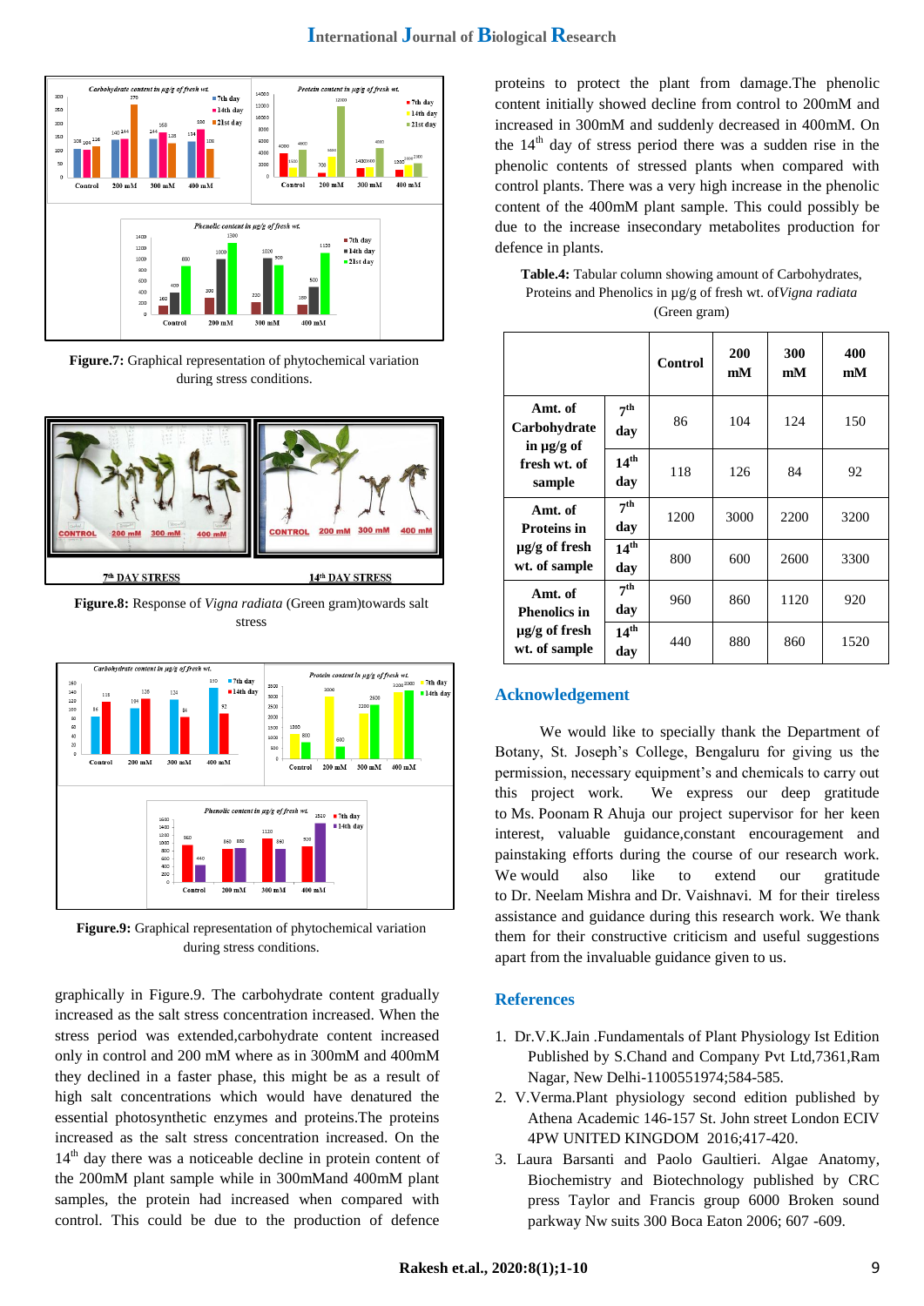Figure.7: Graphical representation of phytochemical variation during stress conditions.

Figure.8: Response of *Vigna radiata* (Green gram)towards salt stress

Figure.9: Graphical representation of phytochemical variation during stress conditions.

graphically in Figure.9. The carbohydrate content gradually increased as the salt stress concentration increased. When the stress period was extended,carbohydrate content increased only in control and 200 mM where as in 300mM and 400mM they declined in a faster phase, this might be as a result of high salt concentrations which would have denatured the essential photosynthetic enzymes and proteins.The proteins increased as the salt stress concentration increased. On the 14th day there was a noticeable decline in protein content of the 200mM plant sample while in 300mMand 400mM plant samples, the protein had increased when compared with control. This could be due to the production of defence proteins to protect the plant from damage.The phenolic content initially showed decline from control to 200mM and increased in 300mM and suddenly decreased in 400mM. On the 14th day of stress period there was a sudden rise in the phenolic contents of stressed plants when compared with control plants. There was a very high increase in the phenolic content of the 400mM plant sample. This could possibly be due to the increase insecondary metabolites production for defence in plants.

**Table.4:** Tabular column showing amount of Carbohydrates, Proteins and Phenolics in µg/g of fresh wt. of*Vigna radiata* (Green gram)

| | | Control | 200 mM | 300 mM | 400 mM |
|---|---|---|---|---|---|
| **Amt. of Carbohydrate in µg/g of fresh wt. of sample** | **7th day** | 86 | 104 | 124 | 150 |
| | **14th day** | 118 | 126 | 84 | 92 |
| **Amt. of Proteins in µg/g of fresh wt. of sample** | **7th day** | 1200 | 3000 | 2200 | 3200 |
| | **14th day** | 800 | 600 | 2600 | 3300 |
| **Amt. of Phenolics in µg/g of fresh wt. of sample** | **7th day** | 960 | 860 | 1120 | 920 |
| | **14th day** | 440 | 880 | 860 | 1520 |

## Acknowledgement

We would like to specially thank the Department of Botany, St. Joseph's College, Bengaluru for giving us the permission, necessary equipment's and chemicals to carry out this project work. We express our deep gratitude to Ms. Poonam R Ahuja our project supervisor for her keen interest, valuable guidance,constant encouragement and painstaking efforts during the course of our research work. We would also like to extend our gratitude to Dr. Neelam Mishra and Dr. Vaishnavi. M for their tireless assistance and guidance during this research work. We thank them for their constructive criticism and useful suggestions apart from the invaluable guidance given to us.

## References

1. Dr.V.K.Jain .Fundamentals of Plant Physiology Ist Edition Published by S.Chand and Company Pvt Ltd,7361,Ram Nagar, New Delhi-1100551974;584-585.
2. V.Verma.Plant physiology second edition published by Athena Academic 146-157 St. John street London ECIV 4PW UNITED KINGDOM 2016;417-420.
3. Laura Barsanti and Paolo Gaultieri. Algae Anatomy, Biochemistry and Biotechnology published by CRC press Taylor and Francis group 6000 Broken sound parkway Nw suits 300 Boca Eaton 2006; 607 -609.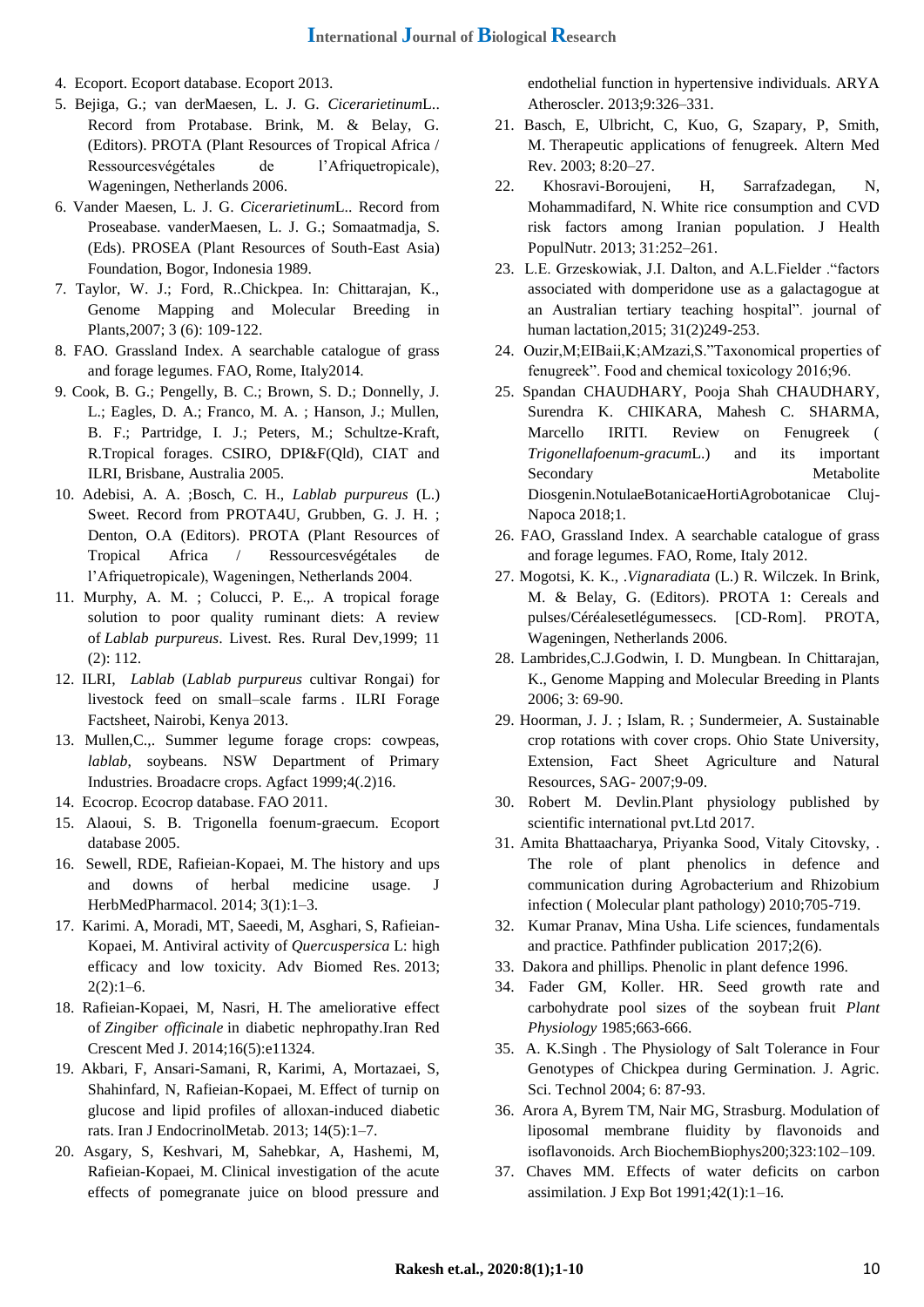4. Ecoport. Ecoport database. Ecoport 2013.
5. Bejiga, G.; van derMaesen, L. J. G. *Cicerarietinum*L.. Record from Protabase. Brink, M. & Belay, G. (Editors). PROTA (Plant Resources of Tropical Africa / Ressourcesvégétales de l'Afriquetropicale), Wageningen, Netherlands 2006.
6. Vander Maesen, L. J. G. *Cicerarietinum*L.. Record from Proseabase. vanderMaesen, L. J. G.; Somaatmadja, S. (Eds). PROSEA (Plant Resources of South-East Asia) Foundation, Bogor, Indonesia 1989.
7. Taylor, W. J.; Ford, R..Chickpea. In: Chittarajan, K., Genome Mapping and Molecular Breeding in Plants,2007; 3 (6): 109-122.
8. FAO. Grassland Index. A searchable catalogue of grass and forage legumes. FAO, Rome, Italy2014.
9. Cook, B. G.; Pengelly, B. C.; Brown, S. D.; Donnelly, J. L.; Eagles, D. A.; Franco, M. A. ; Hanson, J.; Mullen, B. F.; Partridge, I. J.; Peters, M.; Schultze-Kraft, R.Tropical forages. CSIRO, DPI&F(Qld), CIAT and ILRI, Brisbane, Australia 2005.
10. Adebisi, A. A. ;Bosch, C. H., *Lablab purpureus* (L.) Sweet. Record from PROTA4U, Grubben, G. J. H. ; Denton, O.A (Editors). PROTA (Plant Resources of Tropical Africa / Ressourcesvégétales de l'Afriquetropicale), Wageningen, Netherlands 2004.
11. Murphy, A. M. ; Colucci, P. E.,. A tropical forage solution to poor quality ruminant diets: A review of *Lablab purpureus*. Livest. Res. Rural Dev,1999; 11 (2): 112.
12. ILRI, *Lablab* (*Lablab purpureus* cultivar Rongai) for livestock feed on small–scale farms . ILRI Forage Factsheet, Nairobi, Kenya 2013.
13. Mullen,C.,. Summer legume forage crops: cowpeas, *lablab*, soybeans. NSW Department of Primary Industries. Broadacre crops. Agfact 1999;4(.2)16.
14. Ecocrop. Ecocrop database. FAO 2011.
15. Alaoui, S. B. Trigonella foenum-graecum. Ecoport database 2005.
16. Sewell, RDE, Rafieian-Kopaei, M. The history and ups and downs of herbal medicine usage. J HerbMedPharmacol. 2014; 3(1):1–3.
17. Karimi. A, Moradi, MT, Saeedi, M, Asghari, S, Rafieian-Kopaei, M. Antiviral activity of *Quercuspersica* L: high efficacy and low toxicity. Adv Biomed Res. 2013; 2(2):1–6.
18. Rafieian-Kopaei, M, Nasri, H. The ameliorative effect of *Zingiber officinale* in diabetic nephropathy.Iran Red Crescent Med J. 2014;16(5):e11324.
19. Akbari, F, Ansari-Samani, R, Karimi, A, Mortazaei, S, Shahinfard, N, Rafieian-Kopaei, M. Effect of turnip on glucose and lipid profiles of alloxan-induced diabetic rats. Iran J EndocrinolMetab. 2013; 14(5):1–7.
20. Asgary, S, Keshvari, M, Sahebkar, A, Hashemi, M, Rafieian-Kopaei, M. Clinical investigation of the acute effects of pomegranate juice on blood pressure and endothelial function in hypertensive individuals. ARYA Atheroscler. 2013;9:326–331.
21. Basch, E, Ulbricht, C, Kuo, G, Szapary, P, Smith, M. Therapeutic applications of fenugreek. Altern Med Rev. 2003; 8:20–27.
22. Khosravi-Boroujeni, H, Sarrafzadegan, N, Mohammadifard, N. White rice consumption and CVD risk factors among Iranian population. J Health PopulNutr. 2013; 31:252–261.
23. L.E. Grzeskowiak, J.I. Dalton, and A.L.Fielder ."factors associated with domperidone use as a galactagogue at an Australian tertiary teaching hospital". journal of human lactation,2015; 31(2)249-253.
24. Ouzir,M;EIBaii,K;AMzazi,S."Taxonomical properties of fenugreek". Food and chemical toxicology 2016;96.
25. Spandan CHAUDHARY, Pooja Shah CHAUDHARY, Surendra K. CHIKARA, Mahesh C. SHARMA, Marcello IRITI. Review on Fenugreek ( *Trigonellafoenum-gracum*L.) and its important Secondary Metabolite Diosgenin.NotulaeBotanicaeHortiAgrobotanicae Cluj-Napoca 2018;1.
26. FAO, Grassland Index. A searchable catalogue of grass and forage legumes. FAO, Rome, Italy 2012.
27. Mogotsi, K. K., .*Vignaradiata* (L.) R. Wilczek. In Brink, M. & Belay, G. (Editors). PROTA 1: Cereals and pulses/Céréalesetlégumessecs. [CD-Rom]. PROTA, Wageningen, Netherlands 2006.
28. Lambrides,C.J.Godwin, I. D. Mungbean. In Chittarajan, K., Genome Mapping and Molecular Breeding in Plants 2006; 3: 69-90.
29. Hoorman, J. J. ; Islam, R. ; Sundermeier, A. Sustainable crop rotations with cover crops. Ohio State University, Extension, Fact Sheet Agriculture and Natural Resources, SAG- 2007;9-09.
30. Robert M. Devlin.Plant physiology published by scientific international pvt.Ltd 2017.
31. Amita Bhattaacharya, Priyanka Sood, Vitaly Citovsky, . The role of plant phenolics in defence and communication during Agrobacterium and Rhizobium infection ( Molecular plant pathology) 2010;705-719.
32. Kumar Pranav, Mina Usha. Life sciences, fundamentals and practice. Pathfinder publication 2017;2(6).
33. Dakora and phillips. Phenolic in plant defence 1996.
34. Fader GM, Koller. HR. Seed growth rate and carbohydrate pool sizes of the soybean fruit *Plant Physiology* 1985;663-666.
35. A. K.Singh . The Physiology of Salt Tolerance in Four Genotypes of Chickpea during Germination. J. Agric. Sci. Technol 2004; 6: 87-93.
36. Arora A, Byrem TM, Nair MG, Strasburg. Modulation of liposomal membrane fluidity by flavonoids and isoflavonoids. Arch BiochemBiophys200;323:102–109.
37. Chaves MM. Effects of water deficits on carbon assimilation. J Exp Bot 1991;42(1):1–16.